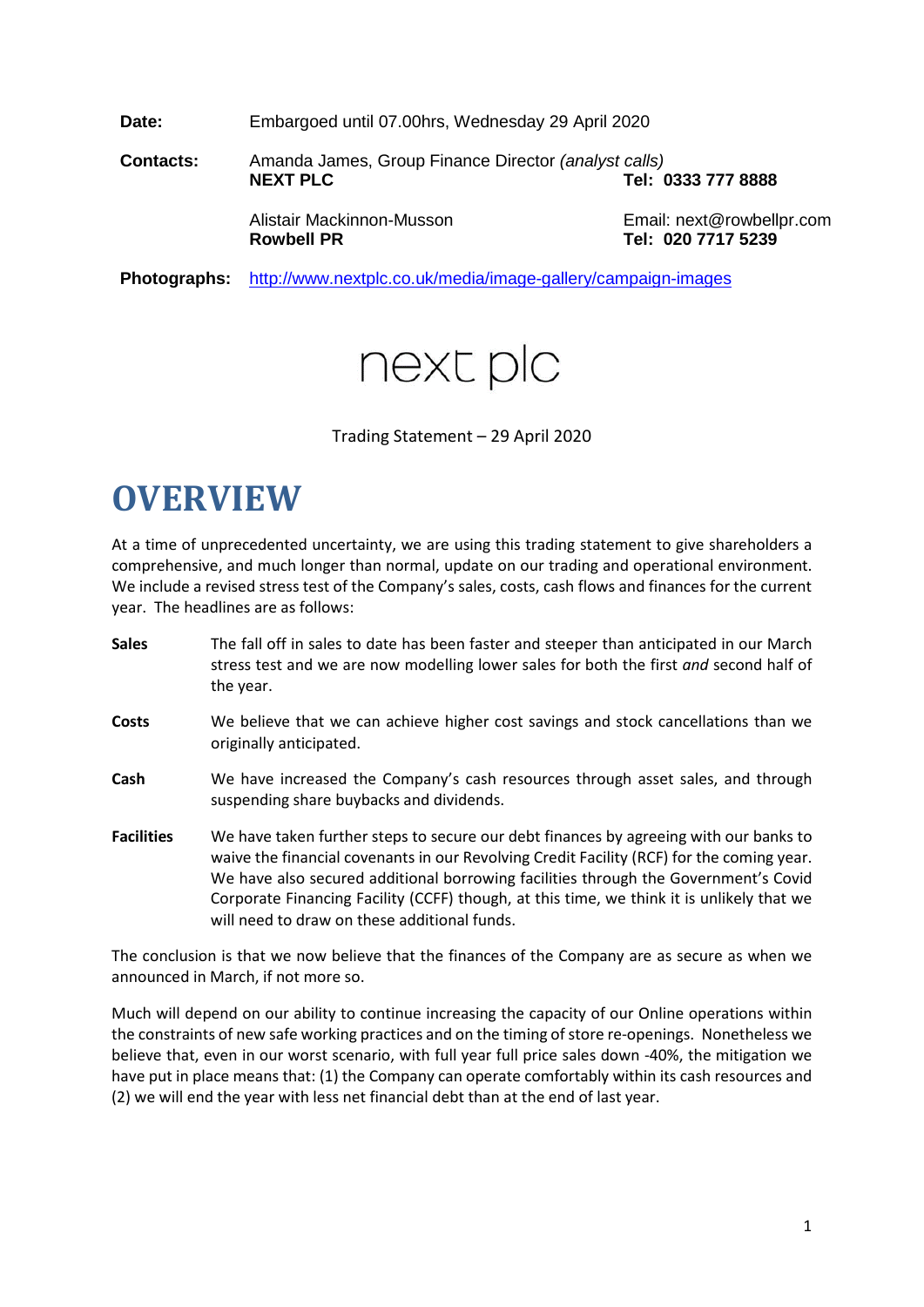**Date:** Embargoed until 07.00hrs, Wednesday 29 April 2020

**Contacts:** Amanda James, Group Finance Director *(analyst calls)*
**NEXT PLC** **Tel: 0333 777 8888**

Alistair Mackinnon-Musson Email: next@rowbellpr.com
**Rowbell PR** **Tel: 020 7717 5239**

**Photographs:** http://www.nextplc.co.uk/media/image-gallery/campaign-images

next plc

Trading Statement – 29 April 2020

# OVERVIEW

At a time of unprecedented uncertainty, we are using this trading statement to give shareholders a comprehensive, and much longer than normal, update on our trading and operational environment. We include a revised stress test of the Company's sales, costs, cash flows and finances for the current year. The headlines are as follows:

**Sales** The fall off in sales to date has been faster and steeper than anticipated in our March stress test and we are now modelling lower sales for both the first *and* second half of the year.

**Costs** We believe that we can achieve higher cost savings and stock cancellations than we originally anticipated.

**Cash** We have increased the Company's cash resources through asset sales, and through suspending share buybacks and dividends.

**Facilities** We have taken further steps to secure our debt finances by agreeing with our banks to waive the financial covenants in our Revolving Credit Facility (RCF) for the coming year. We have also secured additional borrowing facilities through the Government's Covid Corporate Financing Facility (CCFF) though, at this time, we think it is unlikely that we will need to draw on these additional funds.

The conclusion is that we now believe that the finances of the Company are as secure as when we announced in March, if not more so.

Much will depend on our ability to continue increasing the capacity of our Online operations within the constraints of new safe working practices and on the timing of store re-openings. Nonetheless we believe that, even in our worst scenario, with full year full price sales down -40%, the mitigation we have put in place means that: (1) the Company can operate comfortably within its cash resources and (2) we will end the year with less net financial debt than at the end of last year.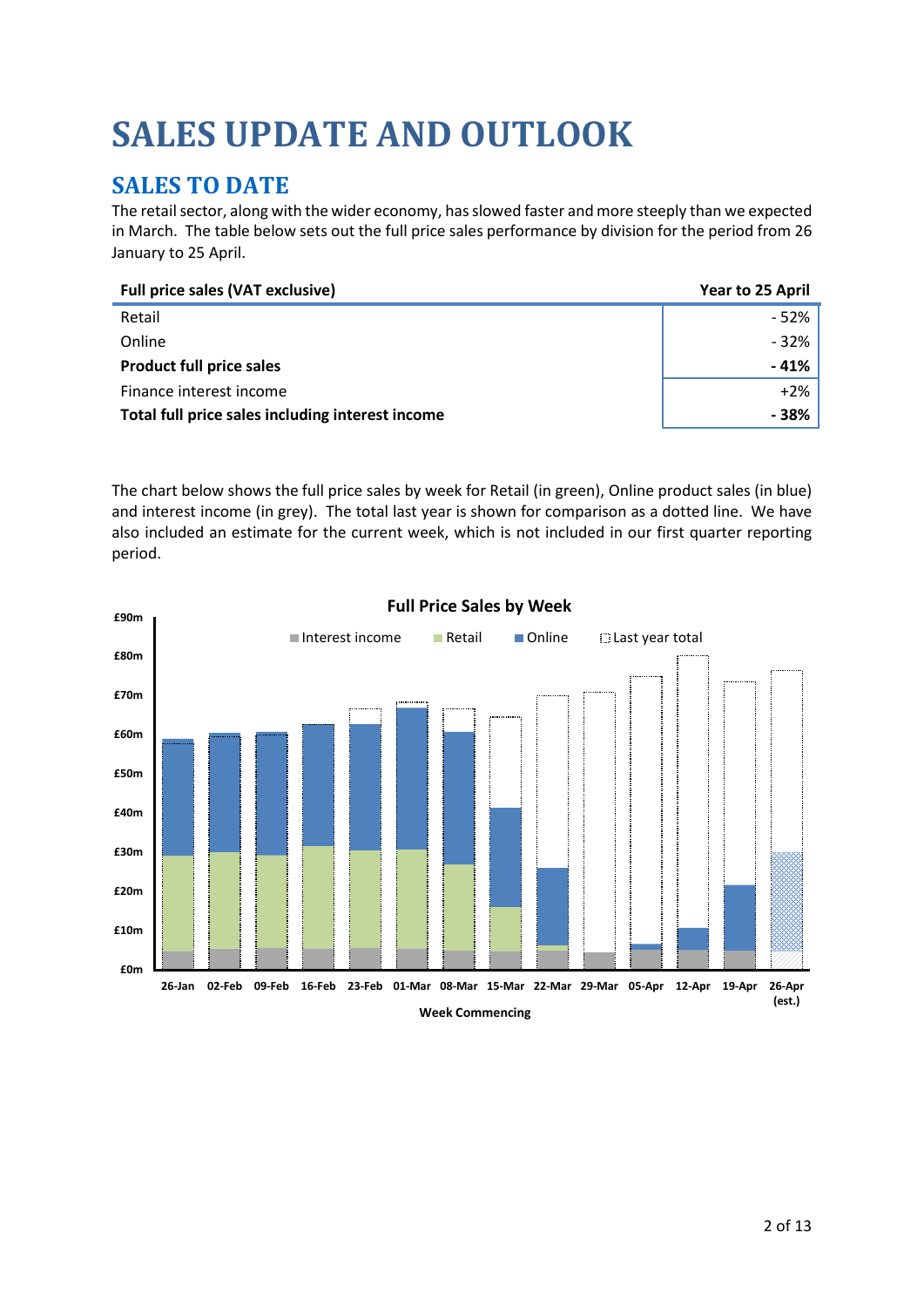# SALES UPDATE AND OUTLOOK

## SALES TO DATE

The retail sector, along with the wider economy, has slowed faster and more steeply than we expected in March. The table below sets out the full price sales performance by division for the period from 26 January to 25 April.

| Full price sales (VAT exclusive) | Year to 25 April |
|---|---|
| Retail | - 52% |
| Online | - 32% |
| **Product full price sales** | **- 41%** |
| Finance interest income | +2% |
| **Total full price sales including interest income** | **- 38%** |

The chart below shows the full price sales by week for Retail (in green), Online product sales (in blue) and interest income (in grey). The total last year is shown for comparison as a dotted line. We have also included an estimate for the current week, which is not included in our first quarter reporting period.

**Full Price Sales by Week**

Legend: Interest income, Retail, Online, Last year total

Y-axis: £0m, £10m, £20m, £30m, £40m, £50m, £60m, £70m, £80m, £90m

X-axis (Week Commencing): 26-Jan, 02-Feb, 09-Feb, 16-Feb, 23-Feb, 01-Mar, 08-Mar, 15-Mar, 22-Mar, 29-Mar, 05-Apr, 12-Apr, 19-Apr, 26-Apr (est.)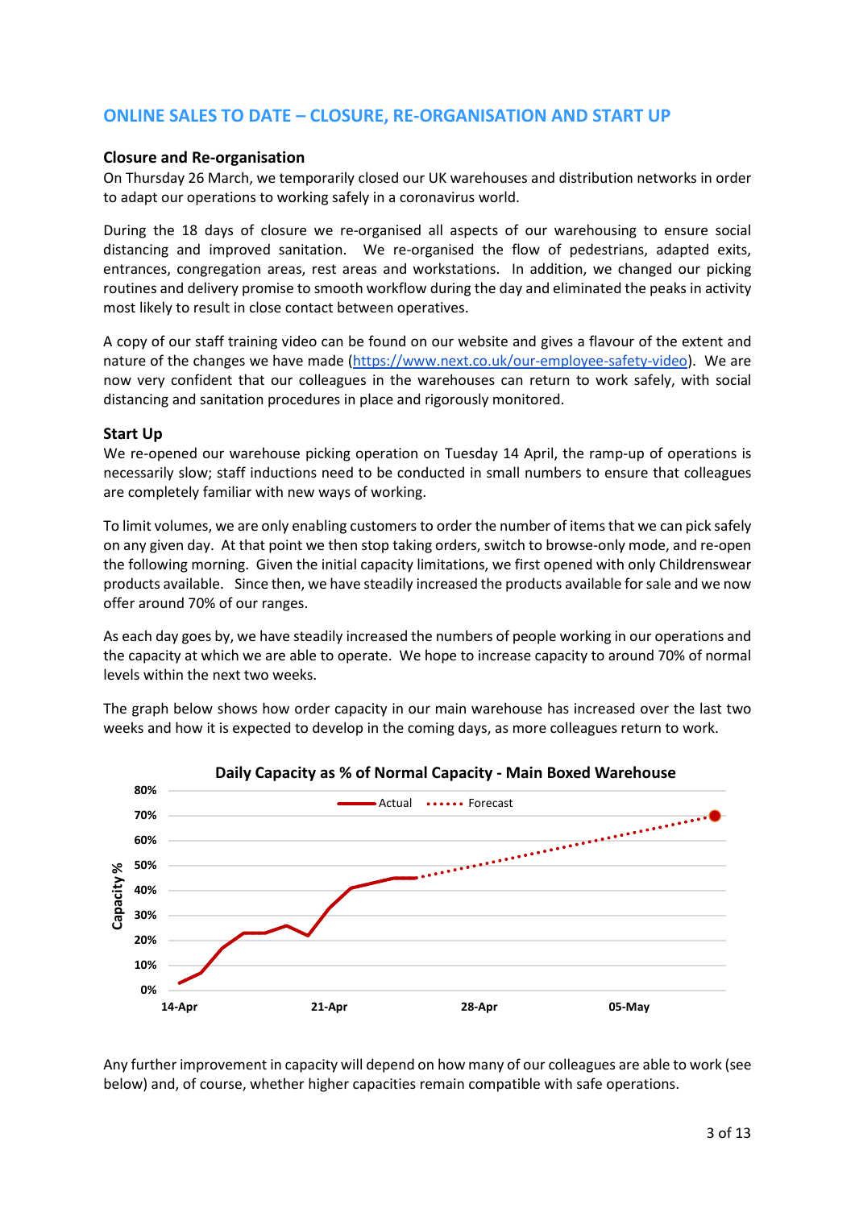## ONLINE SALES TO DATE – CLOSURE, RE-ORGANISATION AND START UP

### Closure and Re-organisation

On Thursday 26 March, we temporarily closed our UK warehouses and distribution networks in order to adapt our operations to working safely in a coronavirus world.

During the 18 days of closure we re-organised all aspects of our warehousing to ensure social distancing and improved sanitation. We re-organised the flow of pedestrians, adapted exits, entrances, congregation areas, rest areas and workstations. In addition, we changed our picking routines and delivery promise to smooth workflow during the day and eliminated the peaks in activity most likely to result in close contact between operatives.

A copy of our staff training video can be found on our website and gives a flavour of the extent and nature of the changes we have made (https://www.next.co.uk/our-employee-safety-video). We are now very confident that our colleagues in the warehouses can return to work safely, with social distancing and sanitation procedures in place and rigorously monitored.

### Start Up

We re-opened our warehouse picking operation on Tuesday 14 April, the ramp-up of operations is necessarily slow; staff inductions need to be conducted in small numbers to ensure that colleagues are completely familiar with new ways of working.

To limit volumes, we are only enabling customers to order the number of items that we can pick safely on any given day. At that point we then stop taking orders, switch to browse-only mode, and re-open the following morning. Given the initial capacity limitations, we first opened with only Childrenswear products available. Since then, we have steadily increased the products available for sale and we now offer around 70% of our ranges.

As each day goes by, we have steadily increased the numbers of people working in our operations and the capacity at which we are able to operate. We hope to increase capacity to around 70% of normal levels within the next two weeks.

The graph below shows how order capacity in our main warehouse has increased over the last two weeks and how it is expected to develop in the coming days, as more colleagues return to work.

**Daily Capacity as % of Normal Capacity - Main Boxed Warehouse**

Any further improvement in capacity will depend on how many of our colleagues are able to work (see below) and, of course, whether higher capacities remain compatible with safe operations.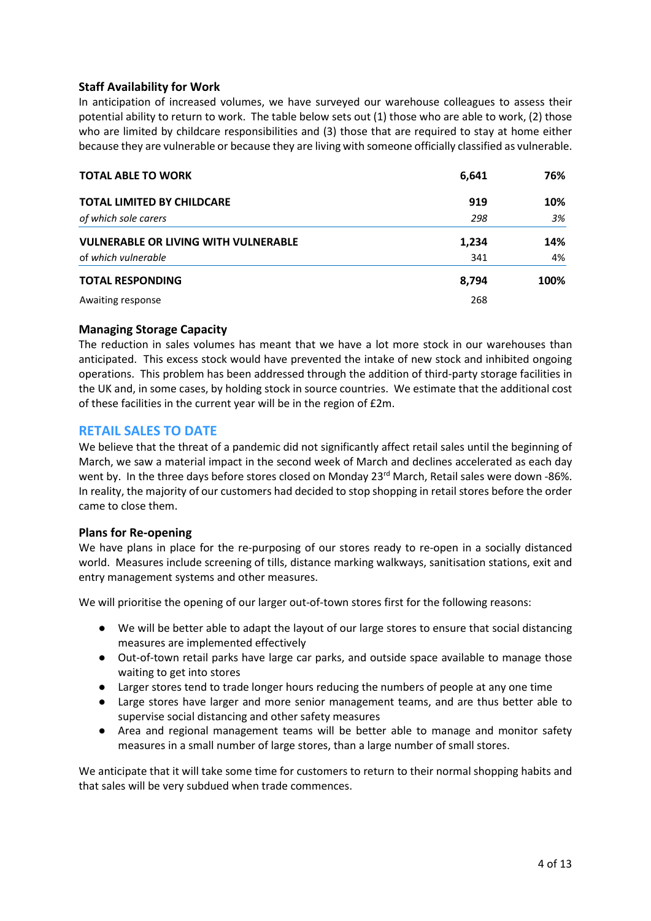### Staff Availability for Work

In anticipation of increased volumes, we have surveyed our warehouse colleagues to assess their potential ability to return to work. The table below sets out (1) those who are able to work, (2) those who are limited by childcare responsibilities and (3) those that are required to stay at home either because they are vulnerable or because they are living with someone officially classified as vulnerable.

| | | |
|---|---|---|
| **TOTAL ABLE TO WORK** | **6,641** | **76%** |
| **TOTAL LIMITED BY CHILDCARE** | **919** | **10%** |
| *of which sole carers* | *298* | *3%* |
| **VULNERABLE OR LIVING WITH VULNERABLE** | **1,234** | **14%** |
| of *which vulnerable* | 341 | 4% |
| **TOTAL RESPONDING** | **8,794** | **100%** |
| Awaiting response | 268 | |

### Managing Storage Capacity

The reduction in sales volumes has meant that we have a lot more stock in our warehouses than anticipated. This excess stock would have prevented the intake of new stock and inhibited ongoing operations. This problem has been addressed through the addition of third-party storage facilities in the UK and, in some cases, by holding stock in source countries. We estimate that the additional cost of these facilities in the current year will be in the region of £2m.

## RETAIL SALES TO DATE

We believe that the threat of a pandemic did not significantly affect retail sales until the beginning of March, we saw a material impact in the second week of March and declines accelerated as each day went by. In the three days before stores closed on Monday 23rd March, Retail sales were down -86%. In reality, the majority of our customers had decided to stop shopping in retail stores before the order came to close them.

### Plans for Re-opening

We have plans in place for the re-purposing of our stores ready to re-open in a socially distanced world. Measures include screening of tills, distance marking walkways, sanitisation stations, exit and entry management systems and other measures.

We will prioritise the opening of our larger out-of-town stores first for the following reasons:

- We will be better able to adapt the layout of our large stores to ensure that social distancing measures are implemented effectively
- Out-of-town retail parks have large car parks, and outside space available to manage those waiting to get into stores
- Larger stores tend to trade longer hours reducing the numbers of people at any one time
- Large stores have larger and more senior management teams, and are thus better able to supervise social distancing and other safety measures
- Area and regional management teams will be better able to manage and monitor safety measures in a small number of large stores, than a large number of small stores.

We anticipate that it will take some time for customers to return to their normal shopping habits and that sales will be very subdued when trade commences.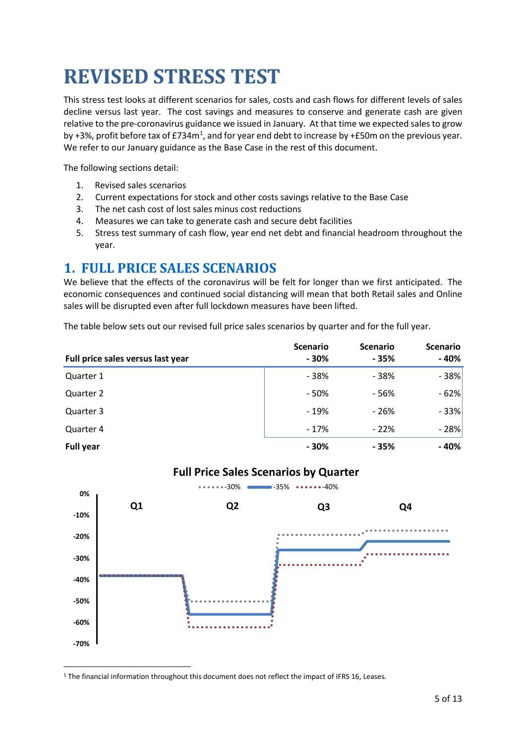# REVISED STRESS TEST

This stress test looks at different scenarios for sales, costs and cash flows for different levels of sales decline versus last year. The cost savings and measures to conserve and generate cash are given relative to the pre-coronavirus guidance we issued in January. At that time we expected sales to grow by +3%, profit before tax of £734m[1], and for year end debt to increase by +£50m on the previous year. We refer to our January guidance as the Base Case in the rest of this document.

The following sections detail:

1. Revised sales scenarios
2. Current expectations for stock and other costs savings relative to the Base Case
3. The net cash cost of lost sales minus cost reductions
4. Measures we can take to generate cash and secure debt facilities
5. Stress test summary of cash flow, year end net debt and financial headroom throughout the year.

## 1. FULL PRICE SALES SCENARIOS

We believe that the effects of the coronavirus will be felt for longer than we first anticipated. The economic consequences and continued social distancing will mean that both Retail sales and Online sales will be disrupted even after full lockdown measures have been lifted.

The table below sets out our revised full price sales scenarios by quarter and for the full year.

| Full price sales versus last year | Scenario - 30% | Scenario - 35% | Scenario - 40% |
|---|---|---|---|
| Quarter 1 | - 38% | - 38% | - 38% |
| Quarter 2 | - 50% | - 56% | - 62% |
| Quarter 3 | - 19% | - 26% | - 33% |
| Quarter 4 | - 17% | - 22% | - 28% |
| **Full year** | **- 30%** | **- 35%** | **- 40%** |

**Full Price Sales Scenarios by Quarter**

[1] The financial information throughout this document does not reflect the impact of IFRS 16, Leases.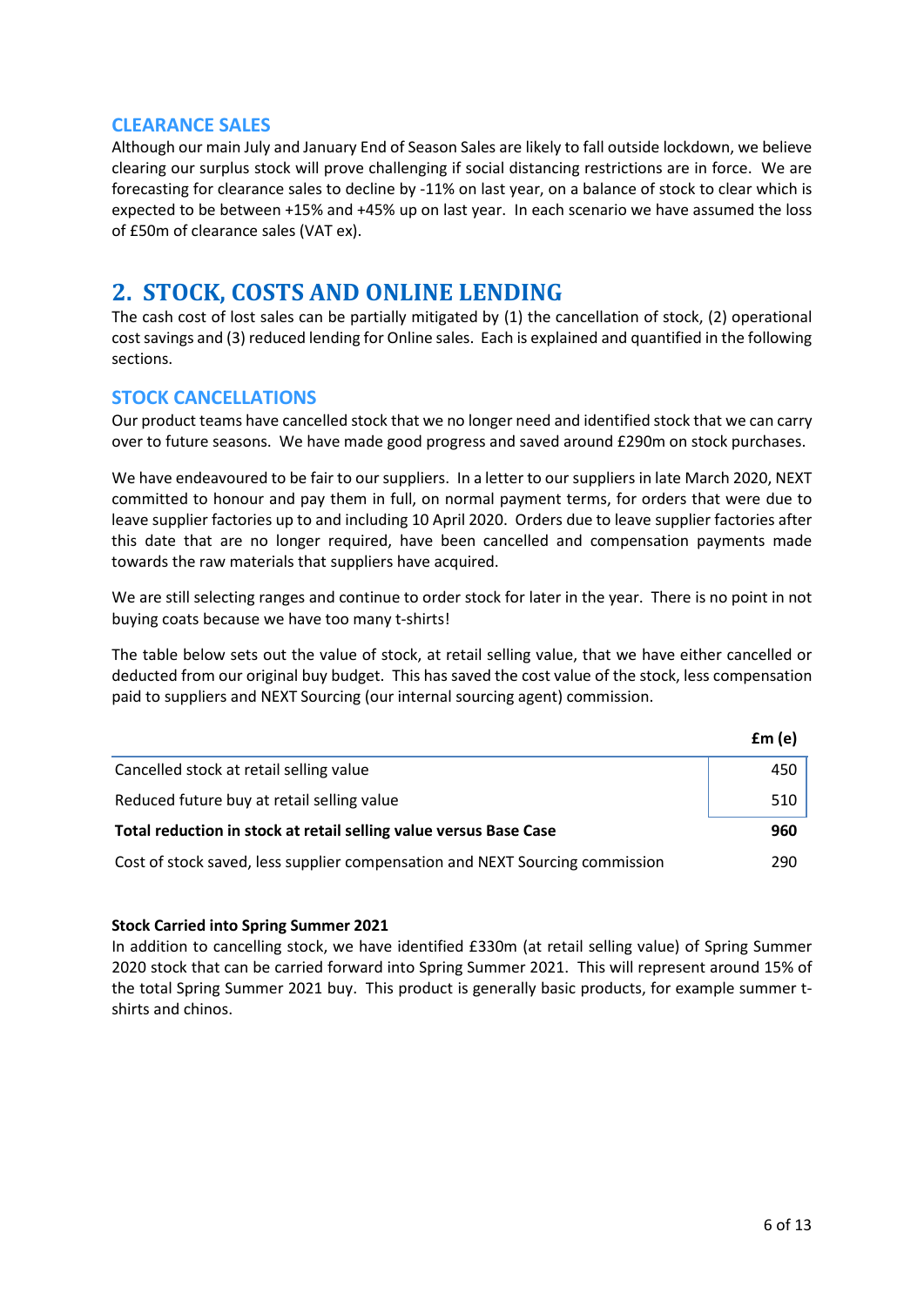### CLEARANCE SALES

Although our main July and January End of Season Sales are likely to fall outside lockdown, we believe clearing our surplus stock will prove challenging if social distancing restrictions are in force. We are forecasting for clearance sales to decline by -11% on last year, on a balance of stock to clear which is expected to be between +15% and +45% up on last year. In each scenario we have assumed the loss of £50m of clearance sales (VAT ex).

## 2. STOCK, COSTS AND ONLINE LENDING

The cash cost of lost sales can be partially mitigated by (1) the cancellation of stock, (2) operational cost savings and (3) reduced lending for Online sales. Each is explained and quantified in the following sections.

### STOCK CANCELLATIONS

Our product teams have cancelled stock that we no longer need and identified stock that we can carry over to future seasons. We have made good progress and saved around £290m on stock purchases.

We have endeavoured to be fair to our suppliers. In a letter to our suppliers in late March 2020, NEXT committed to honour and pay them in full, on normal payment terms, for orders that were due to leave supplier factories up to and including 10 April 2020. Orders due to leave supplier factories after this date that are no longer required, have been cancelled and compensation payments made towards the raw materials that suppliers have acquired.

We are still selecting ranges and continue to order stock for later in the year. There is no point in not buying coats because we have too many t-shirts!

The table below sets out the value of stock, at retail selling value, that we have either cancelled or deducted from our original buy budget. This has saved the cost value of the stock, less compensation paid to suppliers and NEXT Sourcing (our internal sourcing agent) commission.

| | £m (e) |
|---|---|
| Cancelled stock at retail selling value | 450 |
| Reduced future buy at retail selling value | 510 |
| **Total reduction in stock at retail selling value versus Base Case** | **960** |
| Cost of stock saved, less supplier compensation and NEXT Sourcing commission | 290 |

**Stock Carried into Spring Summer 2021**

In addition to cancelling stock, we have identified £330m (at retail selling value) of Spring Summer 2020 stock that can be carried forward into Spring Summer 2021. This will represent around 15% of the total Spring Summer 2021 buy. This product is generally basic products, for example summer t-shirts and chinos.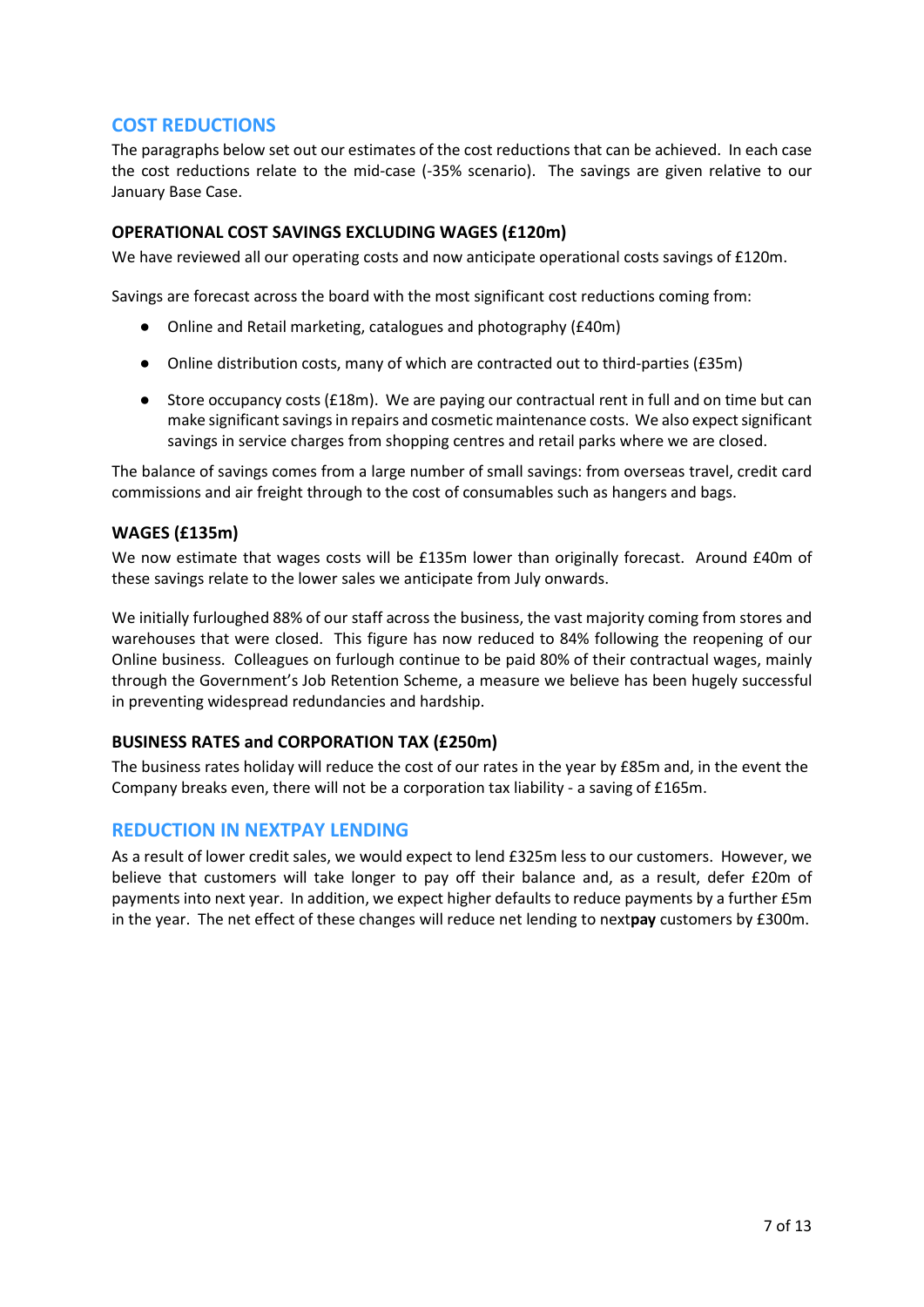## COST REDUCTIONS

The paragraphs below set out our estimates of the cost reductions that can be achieved. In each case the cost reductions relate to the mid-case (-35% scenario). The savings are given relative to our January Base Case.

### OPERATIONAL COST SAVINGS EXCLUDING WAGES (£120m)

We have reviewed all our operating costs and now anticipate operational costs savings of £120m.

Savings are forecast across the board with the most significant cost reductions coming from:

- Online and Retail marketing, catalogues and photography (£40m)
- Online distribution costs, many of which are contracted out to third-parties (£35m)
- Store occupancy costs (£18m). We are paying our contractual rent in full and on time but can make significant savings in repairs and cosmetic maintenance costs. We also expect significant savings in service charges from shopping centres and retail parks where we are closed.

The balance of savings comes from a large number of small savings: from overseas travel, credit card commissions and air freight through to the cost of consumables such as hangers and bags.

### WAGES (£135m)

We now estimate that wages costs will be £135m lower than originally forecast. Around £40m of these savings relate to the lower sales we anticipate from July onwards.

We initially furloughed 88% of our staff across the business, the vast majority coming from stores and warehouses that were closed. This figure has now reduced to 84% following the reopening of our Online business. Colleagues on furlough continue to be paid 80% of their contractual wages, mainly through the Government's Job Retention Scheme, a measure we believe has been hugely successful in preventing widespread redundancies and hardship.

### BUSINESS RATES and CORPORATION TAX (£250m)

The business rates holiday will reduce the cost of our rates in the year by £85m and, in the event the Company breaks even, there will not be a corporation tax liability - a saving of £165m.

## REDUCTION IN NEXTPAY LENDING

As a result of lower credit sales, we would expect to lend £325m less to our customers. However, we believe that customers will take longer to pay off their balance and, as a result, defer £20m of payments into next year. In addition, we expect higher defaults to reduce payments by a further £5m in the year. The net effect of these changes will reduce net lending to next**pay** customers by £300m.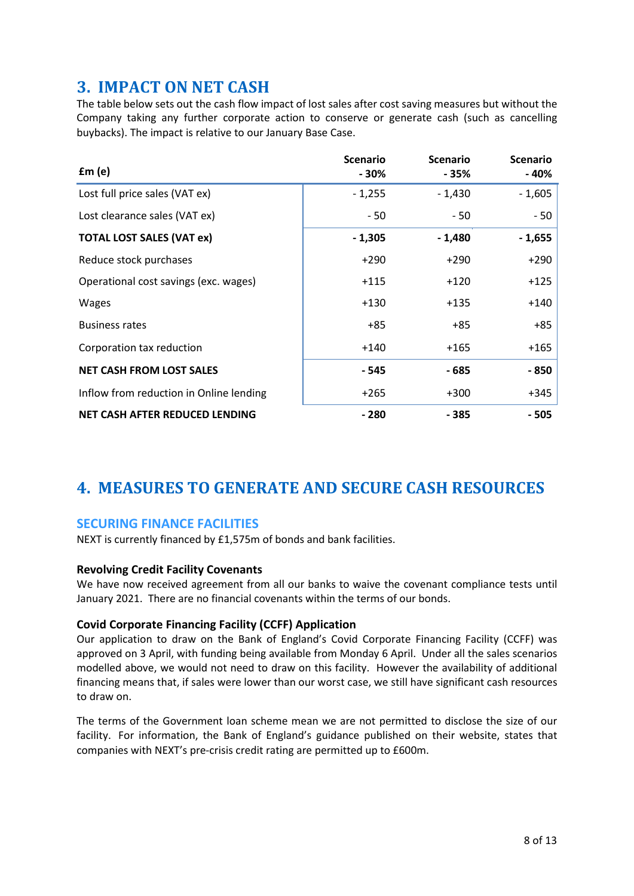## 3. IMPACT ON NET CASH

The table below sets out the cash flow impact of lost sales after cost saving measures but without the Company taking any further corporate action to conserve or generate cash (such as cancelling buybacks). The impact is relative to our January Base Case.

| £m (e) | Scenario - 30% | Scenario - 35% | Scenario - 40% |
|---|---|---|---|
| Lost full price sales (VAT ex) | - 1,255 | - 1,430 | - 1,605 |
| Lost clearance sales (VAT ex) | - 50 | - 50 | - 50 |
| **TOTAL LOST SALES (VAT ex)** | **- 1,305** | **- 1,480** | **- 1,655** |
| Reduce stock purchases | +290 | +290 | +290 |
| Operational cost savings (exc. wages) | +115 | +120 | +125 |
| Wages | +130 | +135 | +140 |
| Business rates | +85 | +85 | +85 |
| Corporation tax reduction | +140 | +165 | +165 |
| **NET CASH FROM LOST SALES** | **- 545** | **- 685** | **- 850** |
| Inflow from reduction in Online lending | +265 | +300 | +345 |
| **NET CASH AFTER REDUCED LENDING** | **- 280** | **- 385** | **- 505** |

## 4. MEASURES TO GENERATE AND SECURE CASH RESOURCES

### SECURING FINANCE FACILITIES

NEXT is currently financed by £1,575m of bonds and bank facilities.

#### Revolving Credit Facility Covenants

We have now received agreement from all our banks to waive the covenant compliance tests until January 2021. There are no financial covenants within the terms of our bonds.

#### Covid Corporate Financing Facility (CCFF) Application

Our application to draw on the Bank of England's Covid Corporate Financing Facility (CCFF) was approved on 3 April, with funding being available from Monday 6 April. Under all the sales scenarios modelled above, we would not need to draw on this facility. However the availability of additional financing means that, if sales were lower than our worst case, we still have significant cash resources to draw on.

The terms of the Government loan scheme mean we are not permitted to disclose the size of our facility. For information, the Bank of England's guidance published on their website, states that companies with NEXT's pre-crisis credit rating are permitted up to £600m.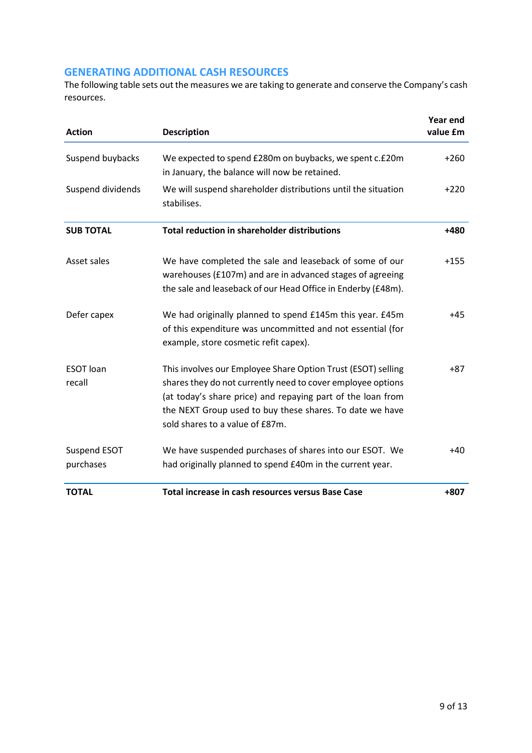## GENERATING ADDITIONAL CASH RESOURCES

The following table sets out the measures we are taking to generate and conserve the Company's cash resources.

| Action | Description | Year end value £m |
|---|---|---|
| Suspend buybacks | We expected to spend £280m on buybacks, we spent c.£20m in January, the balance will now be retained. | +260 |
| Suspend dividends | We will suspend shareholder distributions until the situation stabilises. | +220 |
| **SUB TOTAL** | **Total reduction in shareholder distributions** | **+480** |
| Asset sales | We have completed the sale and leaseback of some of our warehouses (£107m) and are in advanced stages of agreeing the sale and leaseback of our Head Office in Enderby (£48m). | +155 |
| Defer capex | We had originally planned to spend £145m this year. £45m of this expenditure was uncommitted and not essential (for example, store cosmetic refit capex). | +45 |
| ESOT loan recall | This involves our Employee Share Option Trust (ESOT) selling shares they do not currently need to cover employee options (at today's share price) and repaying part of the loan from the NEXT Group used to buy these shares. To date we have sold shares to a value of £87m. | +87 |
| Suspend ESOT purchases | We have suspended purchases of shares into our ESOT. We had originally planned to spend £40m in the current year. | +40 |
| **TOTAL** | **Total increase in cash resources versus Base Case** | **+807** |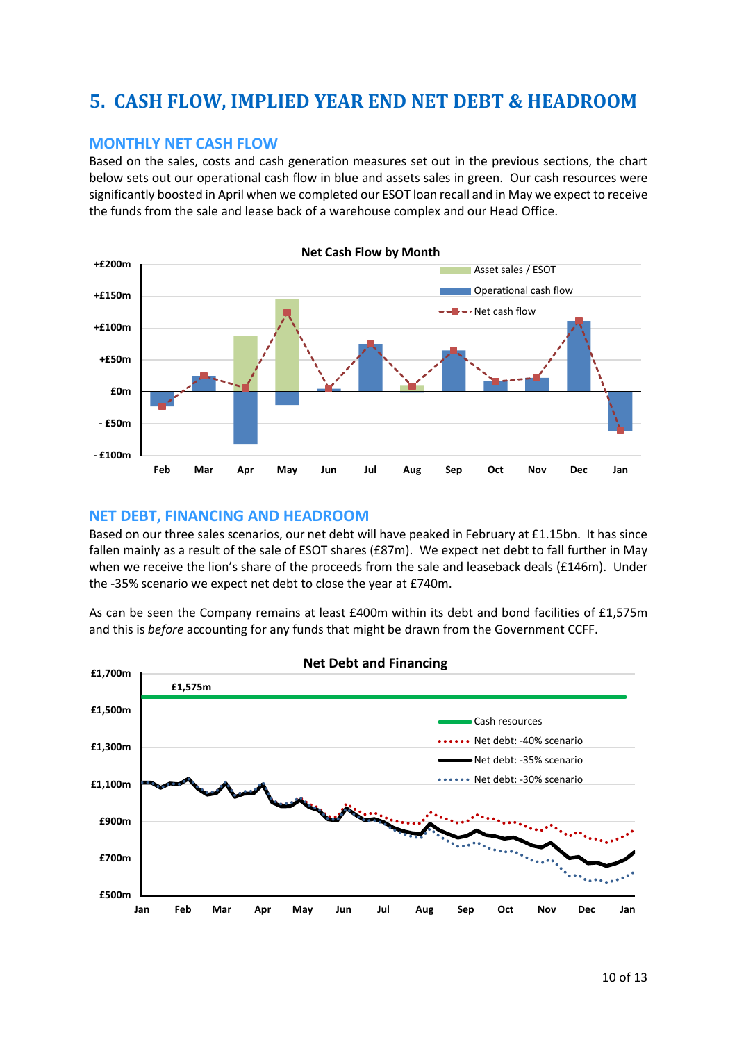# 5. CASH FLOW, IMPLIED YEAR END NET DEBT & HEADROOM

## MONTHLY NET CASH FLOW

Based on the sales, costs and cash generation measures set out in the previous sections, the chart below sets out our operational cash flow in blue and assets sales in green. Our cash resources were significantly boosted in April when we completed our ESOT loan recall and in May we expect to receive the funds from the sale and lease back of a warehouse complex and our Head Office.

**Net Cash Flow by Month**

## NET DEBT, FINANCING AND HEADROOM

Based on our three sales scenarios, our net debt will have peaked in February at £1.15bn. It has since fallen mainly as a result of the sale of ESOT shares (£87m). We expect net debt to fall further in May when we receive the lion's share of the proceeds from the sale and leaseback deals (£146m). Under the -35% scenario we expect net debt to close the year at £740m.

As can be seen the Company remains at least £400m within its debt and bond facilities of £1,575m and this is *before* accounting for any funds that might be drawn from the Government CCFF.

**Net Debt and Financing**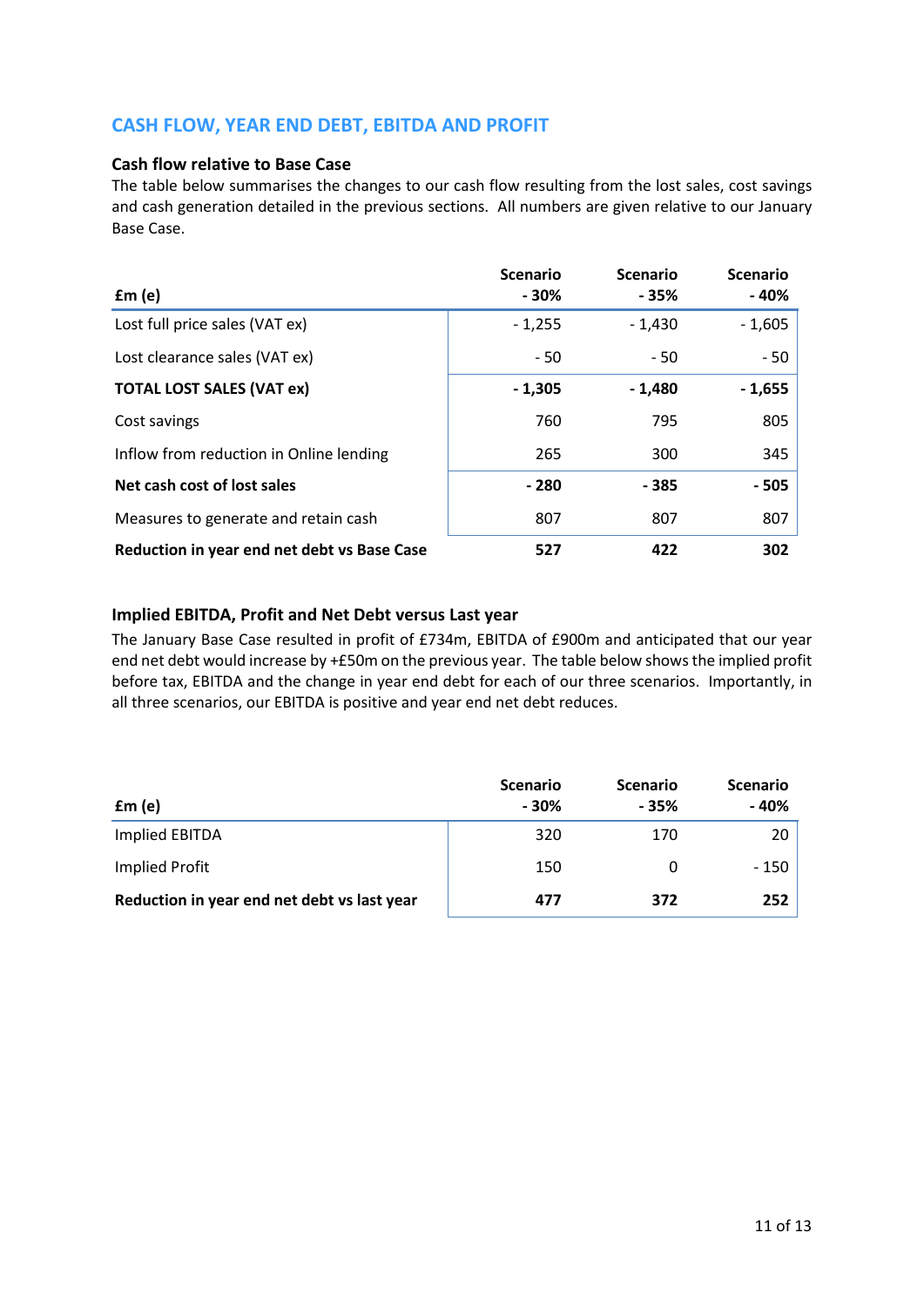## CASH FLOW, YEAR END DEBT, EBITDA AND PROFIT

### Cash flow relative to Base Case

The table below summarises the changes to our cash flow resulting from the lost sales, cost savings and cash generation detailed in the previous sections. All numbers are given relative to our January Base Case.

| £m (e) | Scenario - 30% | Scenario - 35% | Scenario - 40% |
|---|---:|---:|---:|
| Lost full price sales (VAT ex) | - 1,255 | - 1,430 | - 1,605 |
| Lost clearance sales (VAT ex) | - 50 | - 50 | - 50 |
| **TOTAL LOST SALES (VAT ex)** | **- 1,305** | **- 1,480** | **- 1,655** |
| Cost savings | 760 | 795 | 805 |
| Inflow from reduction in Online lending | 265 | 300 | 345 |
| **Net cash cost of lost sales** | **- 280** | **- 385** | **- 505** |
| Measures to generate and retain cash | 807 | 807 | 807 |
| **Reduction in year end net debt vs Base Case** | **527** | **422** | **302** |

### Implied EBITDA, Profit and Net Debt versus Last year

The January Base Case resulted in profit of £734m, EBITDA of £900m and anticipated that our year end net debt would increase by +£50m on the previous year. The table below shows the implied profit before tax, EBITDA and the change in year end debt for each of our three scenarios. Importantly, in all three scenarios, our EBITDA is positive and year end net debt reduces.

| £m (e) | Scenario - 30% | Scenario - 35% | Scenario - 40% |
|---|---:|---:|---:|
| Implied EBITDA | 320 | 170 | 20 |
| Implied Profit | 150 | 0 | - 150 |
| **Reduction in year end net debt vs last year** | **477** | **372** | **252** |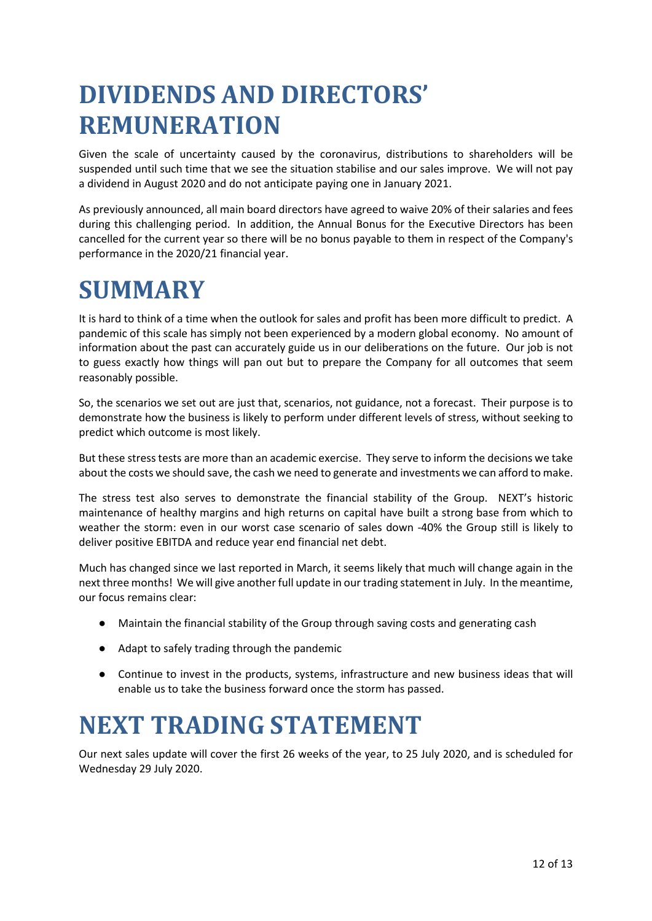# DIVIDENDS AND DIRECTORS' REMUNERATION

Given the scale of uncertainty caused by the coronavirus, distributions to shareholders will be suspended until such time that we see the situation stabilise and our sales improve. We will not pay a dividend in August 2020 and do not anticipate paying one in January 2021.

As previously announced, all main board directors have agreed to waive 20% of their salaries and fees during this challenging period. In addition, the Annual Bonus for the Executive Directors has been cancelled for the current year so there will be no bonus payable to them in respect of the Company's performance in the 2020/21 financial year.

# SUMMARY

It is hard to think of a time when the outlook for sales and profit has been more difficult to predict. A pandemic of this scale has simply not been experienced by a modern global economy. No amount of information about the past can accurately guide us in our deliberations on the future. Our job is not to guess exactly how things will pan out but to prepare the Company for all outcomes that seem reasonably possible.

So, the scenarios we set out are just that, scenarios, not guidance, not a forecast. Their purpose is to demonstrate how the business is likely to perform under different levels of stress, without seeking to predict which outcome is most likely.

But these stress tests are more than an academic exercise. They serve to inform the decisions we take about the costs we should save, the cash we need to generate and investments we can afford to make.

The stress test also serves to demonstrate the financial stability of the Group. NEXT's historic maintenance of healthy margins and high returns on capital have built a strong base from which to weather the storm: even in our worst case scenario of sales down -40% the Group still is likely to deliver positive EBITDA and reduce year end financial net debt.

Much has changed since we last reported in March, it seems likely that much will change again in the next three months! We will give another full update in our trading statement in July. In the meantime, our focus remains clear:

- Maintain the financial stability of the Group through saving costs and generating cash
- Adapt to safely trading through the pandemic
- Continue to invest in the products, systems, infrastructure and new business ideas that will enable us to take the business forward once the storm has passed.

# NEXT TRADING STATEMENT

Our next sales update will cover the first 26 weeks of the year, to 25 July 2020, and is scheduled for Wednesday 29 July 2020.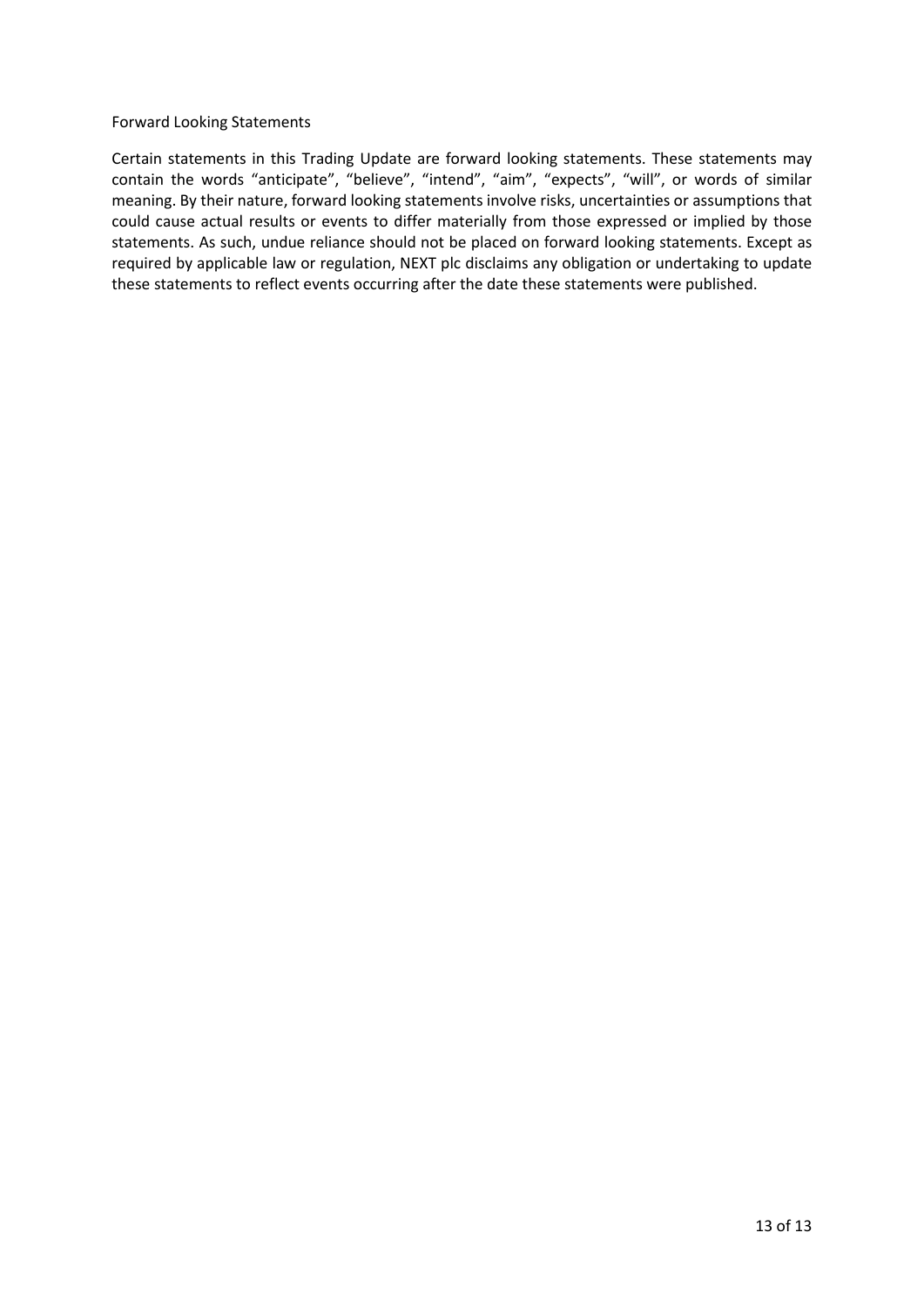## Forward Looking Statements

Certain statements in this Trading Update are forward looking statements. These statements may contain the words "anticipate", "believe", "intend", "aim", "expects", "will", or words of similar meaning. By their nature, forward looking statements involve risks, uncertainties or assumptions that could cause actual results or events to differ materially from those expressed or implied by those statements. As such, undue reliance should not be placed on forward looking statements. Except as required by applicable law or regulation, NEXT plc disclaims any obligation or undertaking to update these statements to reflect events occurring after the date these statements were published.